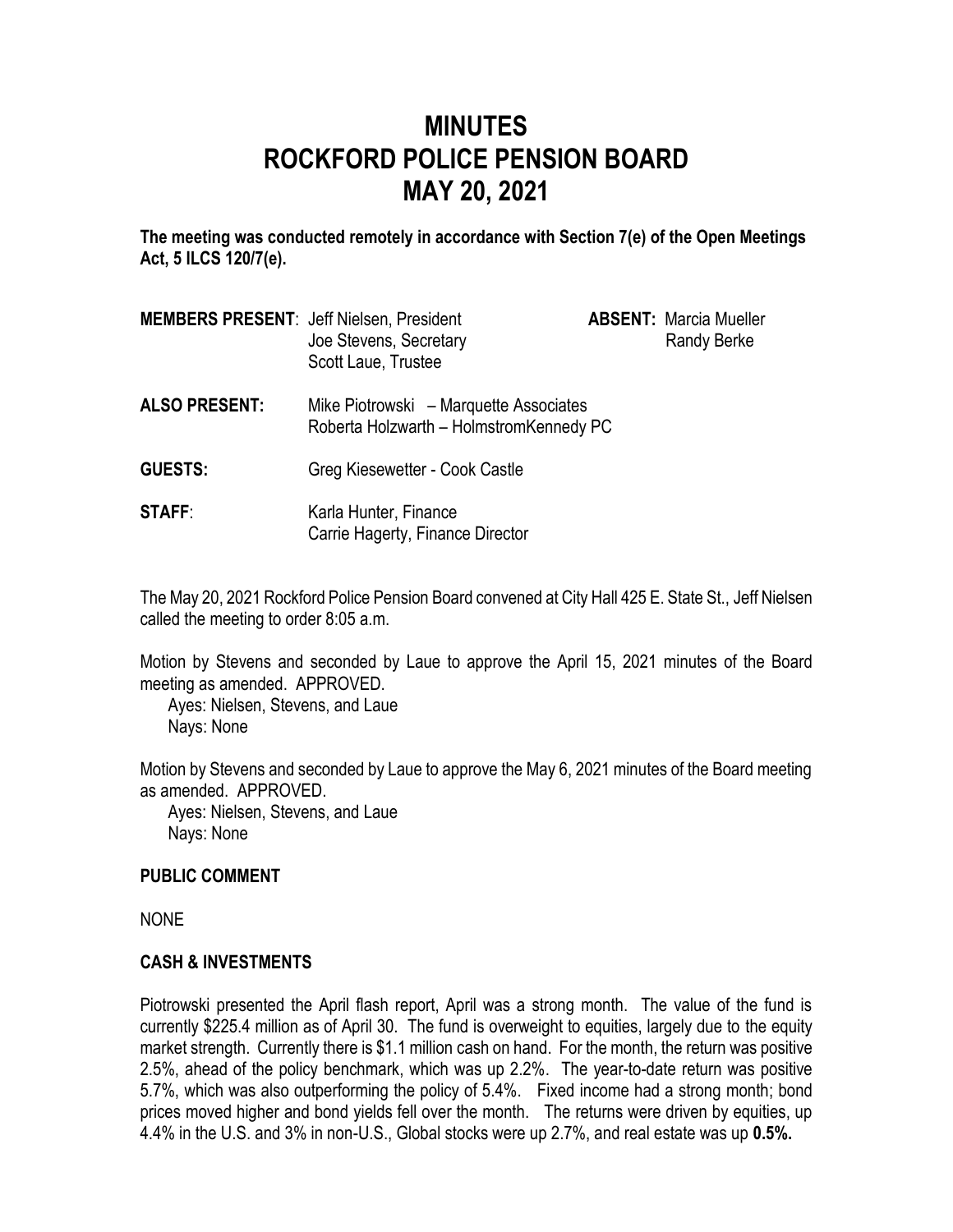# MINUTES
# ROCKFORD POLICE PENSION BOARD
# MAY 20, 2021

**The meeting was conducted remotely in accordance with Section 7(e) of the Open Meetings Act, 5 ILCS 120/7(e).**

| | | | |
|---|---|---|---|
| **MEMBERS PRESENT**: | Jeff Nielsen, President<br>Joe Stevens, Secretary<br>Scott Laue, Trustee | **ABSENT:** | Marcia Mueller<br>Randy Berke |
| **ALSO PRESENT:** | Mike Piotrowski – Marquette Associates<br>Roberta Holzwarth – HolmstromKennedy PC | | |
| **GUESTS:** | Greg Kiesewetter - Cook Castle | | |
| **STAFF**: | Karla Hunter, Finance<br>Carrie Hagerty, Finance Director | | |

The May 20, 2021 Rockford Police Pension Board convened at City Hall 425 E. State St., Jeff Nielsen called the meeting to order 8:05 a.m.

Motion by Stevens and seconded by Laue to approve the April 15, 2021 minutes of the Board meeting as amended. APPROVED.
Ayes: Nielsen, Stevens, and Laue
Nays: None

Motion by Stevens and seconded by Laue to approve the May 6, 2021 minutes of the Board meeting as amended. APPROVED.
Ayes: Nielsen, Stevens, and Laue
Nays: None

### PUBLIC COMMENT

NONE

### CASH & INVESTMENTS

Piotrowski presented the April flash report, April was a strong month. The value of the fund is currently $225.4 million as of April 30. The fund is overweight to equities, largely due to the equity market strength. Currently there is $1.1 million cash on hand. For the month, the return was positive 2.5%, ahead of the policy benchmark, which was up 2.2%. The year-to-date return was positive 5.7%, which was also outperforming the policy of 5.4%. Fixed income had a strong month; bond prices moved higher and bond yields fell over the month. The returns were driven by equities, up 4.4% in the U.S. and 3% in non-U.S., Global stocks were up 2.7%, and real estate was up **0.5%.**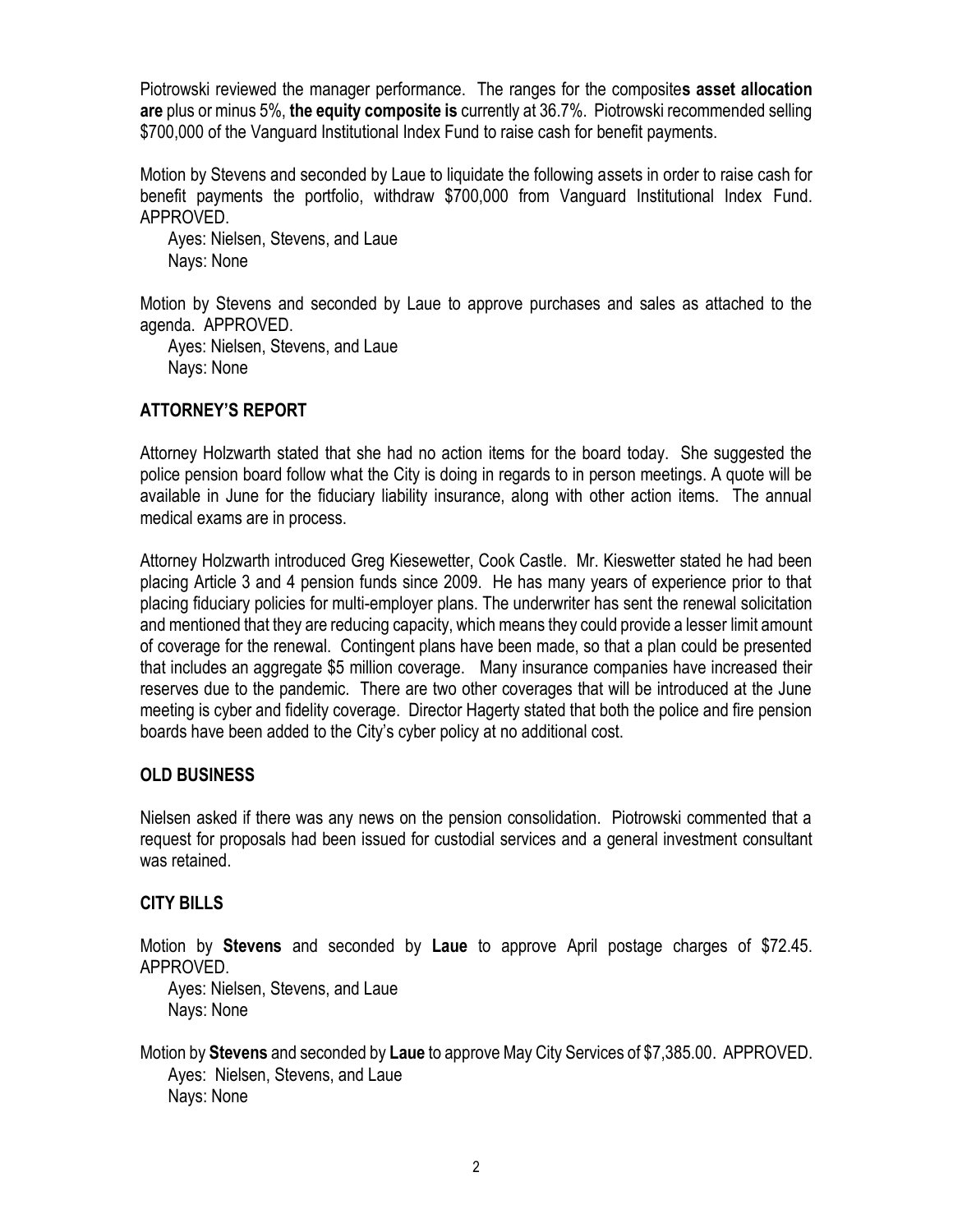Piotrowski reviewed the manager performance. The ranges for the composite**s asset allocation are** plus or minus 5%, **the equity composite is** currently at 36.7%. Piotrowski recommended selling $700,000 of the Vanguard Institutional Index Fund to raise cash for benefit payments.

Motion by Stevens and seconded by Laue to liquidate the following assets in order to raise cash for benefit payments the portfolio, withdraw $700,000 from Vanguard Institutional Index Fund. APPROVED.

Ayes: Nielsen, Stevens, and Laue
Nays: None

Motion by Stevens and seconded by Laue to approve purchases and sales as attached to the agenda. APPROVED.

Ayes: Nielsen, Stevens, and Laue
Nays: None

## ATTORNEY'S REPORT

Attorney Holzwarth stated that she had no action items for the board today. She suggested the police pension board follow what the City is doing in regards to in person meetings. A quote will be available in June for the fiduciary liability insurance, along with other action items. The annual medical exams are in process.

Attorney Holzwarth introduced Greg Kiesewetter, Cook Castle. Mr. Kieswetter stated he had been placing Article 3 and 4 pension funds since 2009. He has many years of experience prior to that placing fiduciary policies for multi-employer plans. The underwriter has sent the renewal solicitation and mentioned that they are reducing capacity, which means they could provide a lesser limit amount of coverage for the renewal. Contingent plans have been made, so that a plan could be presented that includes an aggregate $5 million coverage. Many insurance companies have increased their reserves due to the pandemic. There are two other coverages that will be introduced at the June meeting is cyber and fidelity coverage. Director Hagerty stated that both the police and fire pension boards have been added to the City's cyber policy at no additional cost.

## OLD BUSINESS

Nielsen asked if there was any news on the pension consolidation. Piotrowski commented that a request for proposals had been issued for custodial services and a general investment consultant was retained.

## CITY BILLS

Motion by **Stevens** and seconded by **Laue** to approve April postage charges of $72.45. APPROVED.

Ayes: Nielsen, Stevens, and Laue
Nays: None

Motion by **Stevens** and seconded by **Laue** to approve May City Services of $7,385.00. APPROVED.

Ayes: Nielsen, Stevens, and Laue
Nays: None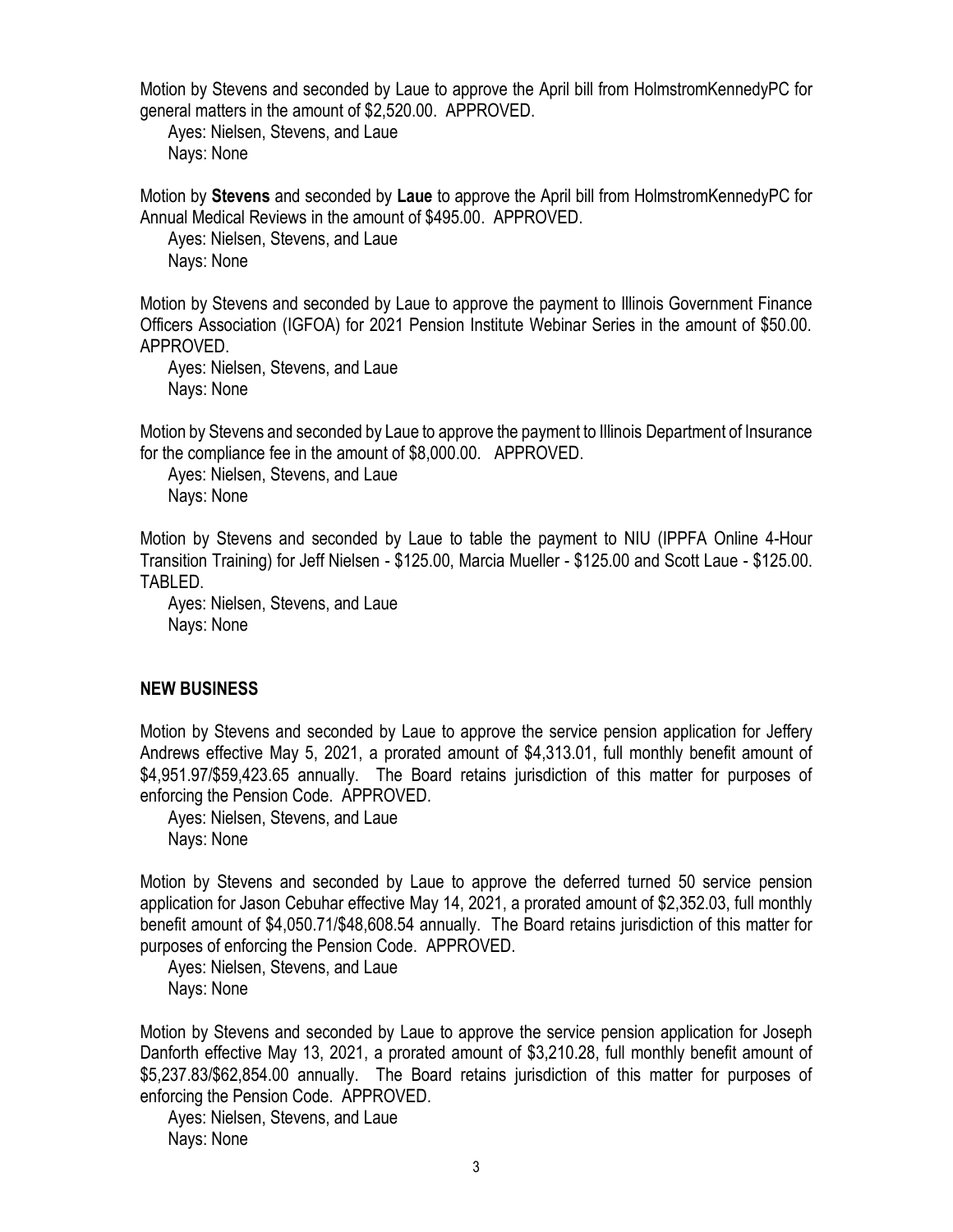Motion by Stevens and seconded by Laue to approve the April bill from HolmstromKennedyPC for general matters in the amount of $2,520.00. APPROVED.

Ayes: Nielsen, Stevens, and Laue
Nays: None

Motion by **Stevens** and seconded by **Laue** to approve the April bill from HolmstromKennedyPC for Annual Medical Reviews in the amount of $495.00. APPROVED.

Ayes: Nielsen, Stevens, and Laue
Nays: None

Motion by Stevens and seconded by Laue to approve the payment to Illinois Government Finance Officers Association (IGFOA) for 2021 Pension Institute Webinar Series in the amount of $50.00. APPROVED.

Ayes: Nielsen, Stevens, and Laue
Nays: None

Motion by Stevens and seconded by Laue to approve the payment to Illinois Department of Insurance for the compliance fee in the amount of $8,000.00. APPROVED.

Ayes: Nielsen, Stevens, and Laue
Nays: None

Motion by Stevens and seconded by Laue to table the payment to NIU (IPPFA Online 4-Hour Transition Training) for Jeff Nielsen - $125.00, Marcia Mueller - $125.00 and Scott Laue - $125.00. TABLED.

Ayes: Nielsen, Stevens, and Laue
Nays: None

## NEW BUSINESS

Motion by Stevens and seconded by Laue to approve the service pension application for Jeffery Andrews effective May 5, 2021, a prorated amount of $4,313.01, full monthly benefit amount of $4,951.97/$59,423.65 annually. The Board retains jurisdiction of this matter for purposes of enforcing the Pension Code. APPROVED.

Ayes: Nielsen, Stevens, and Laue
Nays: None

Motion by Stevens and seconded by Laue to approve the deferred turned 50 service pension application for Jason Cebuhar effective May 14, 2021, a prorated amount of $2,352.03, full monthly benefit amount of $4,050.71/$48,608.54 annually. The Board retains jurisdiction of this matter for purposes of enforcing the Pension Code. APPROVED.

Ayes: Nielsen, Stevens, and Laue
Nays: None

Motion by Stevens and seconded by Laue to approve the service pension application for Joseph Danforth effective May 13, 2021, a prorated amount of $3,210.28, full monthly benefit amount of $5,237.83/$62,854.00 annually. The Board retains jurisdiction of this matter for purposes of enforcing the Pension Code. APPROVED.

Ayes: Nielsen, Stevens, and Laue
Nays: None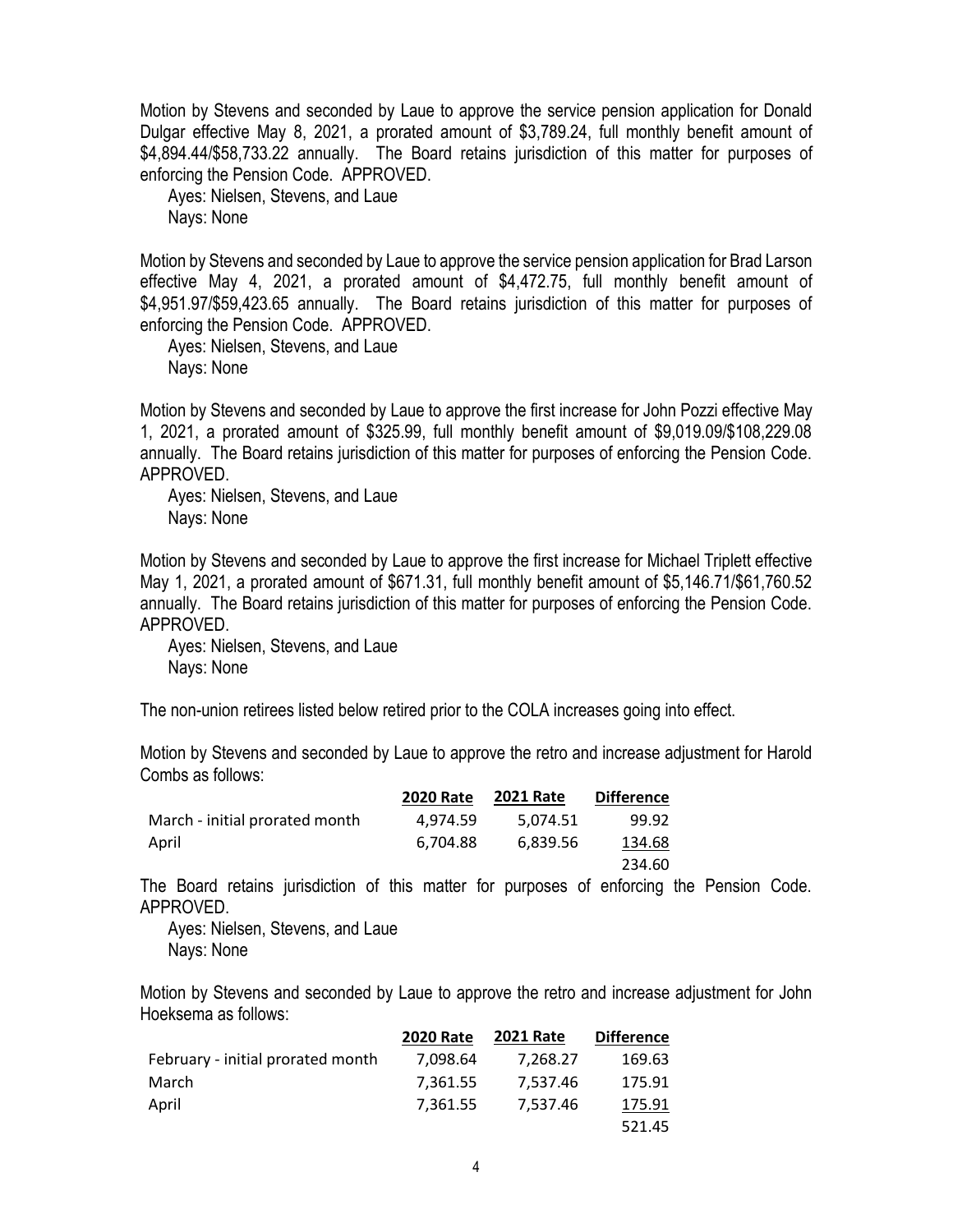Motion by Stevens and seconded by Laue to approve the service pension application for Donald Dulgar effective May 8, 2021, a prorated amount of $3,789.24, full monthly benefit amount of $4,894.44/$58,733.22 annually. The Board retains jurisdiction of this matter for purposes of enforcing the Pension Code. APPROVED.

Ayes: Nielsen, Stevens, and Laue
Nays: None

Motion by Stevens and seconded by Laue to approve the service pension application for Brad Larson effective May 4, 2021, a prorated amount of $4,472.75, full monthly benefit amount of $4,951.97/$59,423.65 annually. The Board retains jurisdiction of this matter for purposes of enforcing the Pension Code. APPROVED.

Ayes: Nielsen, Stevens, and Laue
Nays: None

Motion by Stevens and seconded by Laue to approve the first increase for John Pozzi effective May 1, 2021, a prorated amount of $325.99, full monthly benefit amount of $9,019.09/$108,229.08 annually. The Board retains jurisdiction of this matter for purposes of enforcing the Pension Code. APPROVED.

Ayes: Nielsen, Stevens, and Laue
Nays: None

Motion by Stevens and seconded by Laue to approve the first increase for Michael Triplett effective May 1, 2021, a prorated amount of $671.31, full monthly benefit amount of $5,146.71/$61,760.52 annually. The Board retains jurisdiction of this matter for purposes of enforcing the Pension Code. APPROVED.

Ayes: Nielsen, Stevens, and Laue
Nays: None

The non-union retirees listed below retired prior to the COLA increases going into effect.

Motion by Stevens and seconded by Laue to approve the retro and increase adjustment for Harold Combs as follows:

| | 2020 Rate | 2021 Rate | Difference |
|---|---|---|---|
| March - initial prorated month | 4,974.59 | 5,074.51 | 99.92 |
| April | 6,704.88 | 6,839.56 | 134.68 |
| | | | 234.60 |

The Board retains jurisdiction of this matter for purposes of enforcing the Pension Code. APPROVED.

Ayes: Nielsen, Stevens, and Laue
Nays: None

Motion by Stevens and seconded by Laue to approve the retro and increase adjustment for John Hoeksema as follows:

| | 2020 Rate | 2021 Rate | Difference |
|---|---|---|---|
| February - initial prorated month | 7,098.64 | 7,268.27 | 169.63 |
| March | 7,361.55 | 7,537.46 | 175.91 |
| April | 7,361.55 | 7,537.46 | 175.91 |
| | | | 521.45 |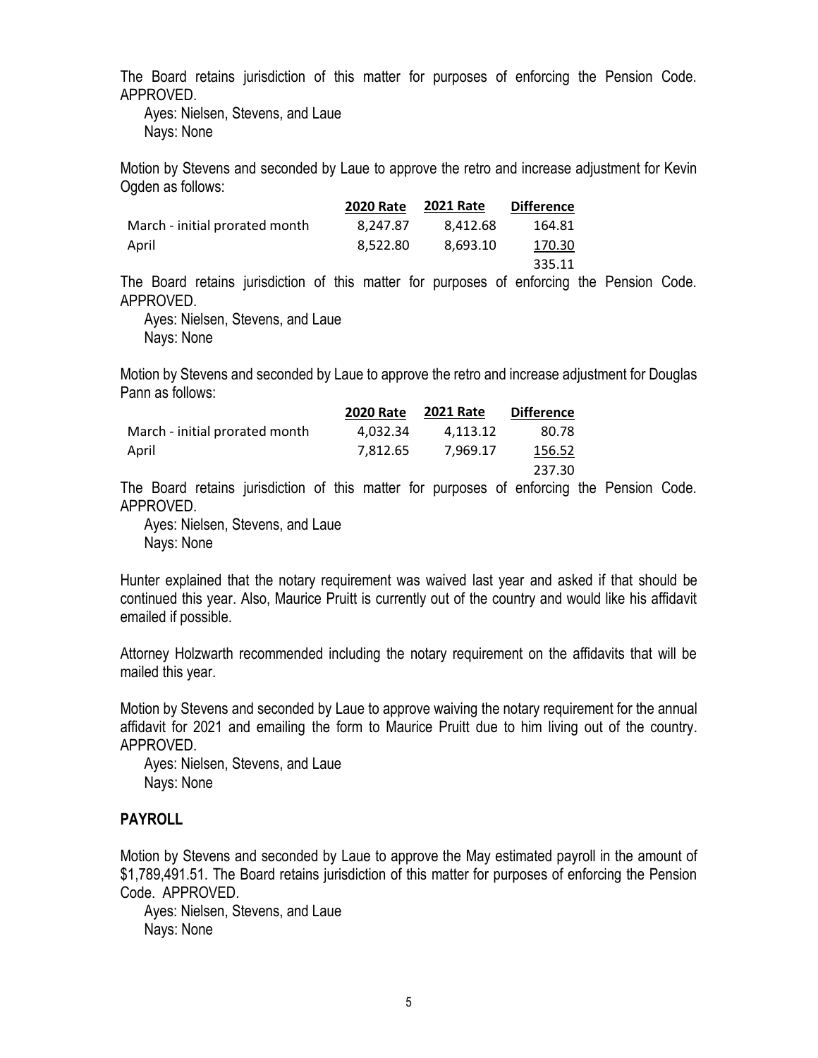The Board retains jurisdiction of this matter for purposes of enforcing the Pension Code. APPROVED.

Ayes: Nielsen, Stevens, and Laue
Nays: None

Motion by Stevens and seconded by Laue to approve the retro and increase adjustment for Kevin Ogden as follows:

| | 2020 Rate | 2021 Rate | Difference |
|---|---|---|---|
| March - initial prorated month | 8,247.87 | 8,412.68 | 164.81 |
| April | 8,522.80 | 8,693.10 | 170.30 |
| | | | 335.11 |

The Board retains jurisdiction of this matter for purposes of enforcing the Pension Code. APPROVED.

Ayes: Nielsen, Stevens, and Laue
Nays: None

Motion by Stevens and seconded by Laue to approve the retro and increase adjustment for Douglas Pann as follows:

| | 2020 Rate | 2021 Rate | Difference |
|---|---|---|---|
| March - initial prorated month | 4,032.34 | 4,113.12 | 80.78 |
| April | 7,812.65 | 7,969.17 | 156.52 |
| | | | 237.30 |

The Board retains jurisdiction of this matter for purposes of enforcing the Pension Code. APPROVED.

Ayes: Nielsen, Stevens, and Laue
Nays: None

Hunter explained that the notary requirement was waived last year and asked if that should be continued this year. Also, Maurice Pruitt is currently out of the country and would like his affidavit emailed if possible.

Attorney Holzwarth recommended including the notary requirement on the affidavits that will be mailed this year.

Motion by Stevens and seconded by Laue to approve waiving the notary requirement for the annual affidavit for 2021 and emailing the form to Maurice Pruitt due to him living out of the country. APPROVED.

Ayes: Nielsen, Stevens, and Laue
Nays: None

## PAYROLL

Motion by Stevens and seconded by Laue to approve the May estimated payroll in the amount of $1,789,491.51. The Board retains jurisdiction of this matter for purposes of enforcing the Pension Code. APPROVED.

Ayes: Nielsen, Stevens, and Laue
Nays: None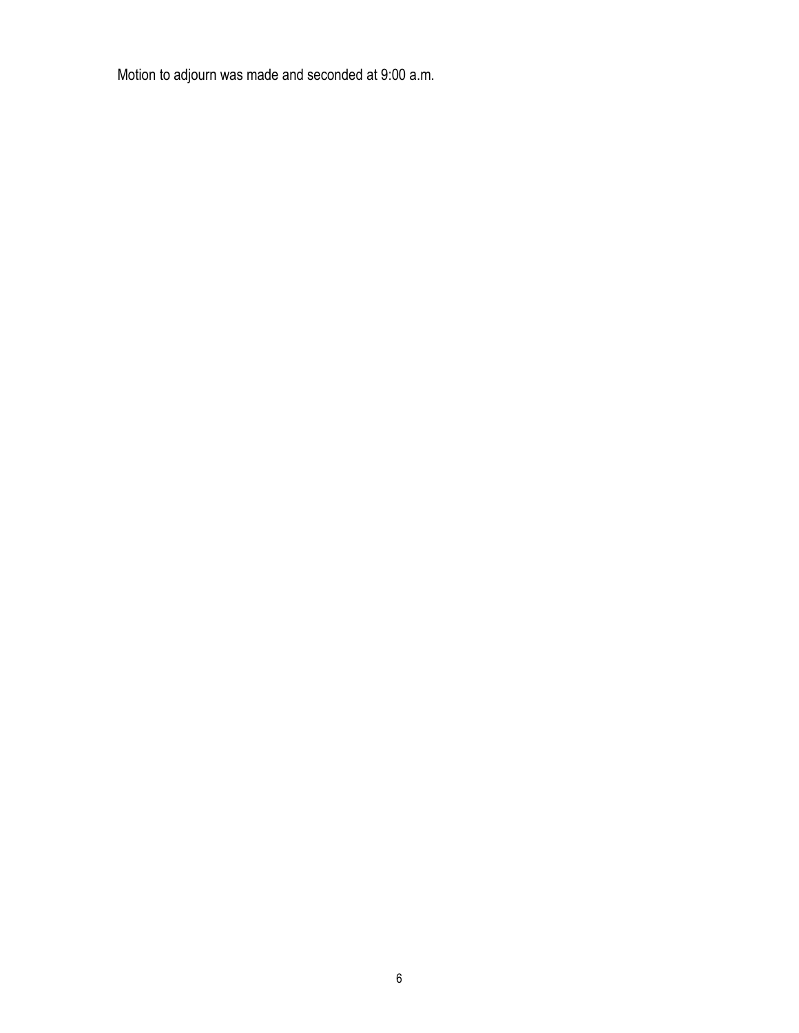Motion to adjourn was made and seconded at 9:00 a.m.